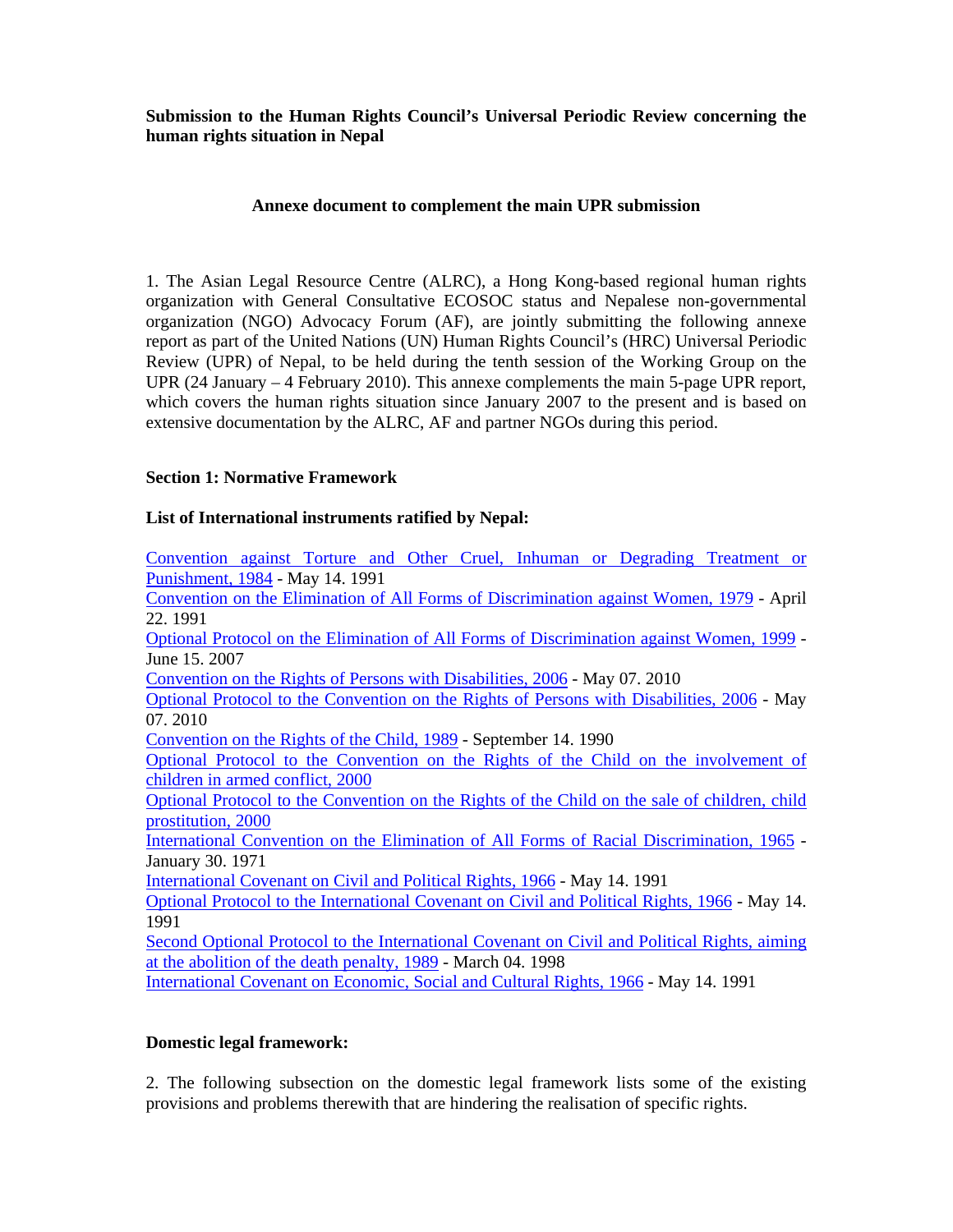**Submission to the Human Rights Council's Universal Periodic Review concerning the human rights situation in Nepal**

**Annexe document to complement the main UPR submission**

1. The Asian Legal Resource Centre (ALRC), a Hong Kong-based regional human rights organization with General Consultative ECOSOC status and Nepalese non-governmental organization (NGO) Advocacy Forum (AF), are jointly submitting the following annexe report as part of the United Nations (UN) Human Rights Council's (HRC) Universal Periodic Review (UPR) of Nepal, to be held during the tenth session of the Working Group on the UPR (24 January – 4 February 2010). This annexe complements the main 5-page UPR report, which covers the human rights situation since January 2007 to the present and is based on extensive documentation by the ALRC, AF and partner NGOs during this period.

**Section 1: Normative Framework**

**List of International instruments ratified by Nepal:**

Convention against Torture and Other Cruel, Inhuman or Degrading Treatment or Punishment, 1984 - May 14. 1991
Convention on the Elimination of All Forms of Discrimination against Women, 1979 - April 22. 1991
Optional Protocol on the Elimination of All Forms of Discrimination against Women, 1999 - June 15. 2007
Convention on the Rights of Persons with Disabilities, 2006 - May 07. 2010
Optional Protocol to the Convention on the Rights of Persons with Disabilities, 2006 - May 07. 2010
Convention on the Rights of the Child, 1989 - September 14. 1990
Optional Protocol to the Convention on the Rights of the Child on the involvement of children in armed conflict, 2000
Optional Protocol to the Convention on the Rights of the Child on the sale of children, child prostitution, 2000
International Convention on the Elimination of All Forms of Racial Discrimination, 1965 - January 30. 1971
International Covenant on Civil and Political Rights, 1966 - May 14. 1991
Optional Protocol to the International Covenant on Civil and Political Rights, 1966 - May 14. 1991
Second Optional Protocol to the International Covenant on Civil and Political Rights, aiming at the abolition of the death penalty, 1989 - March 04. 1998
International Covenant on Economic, Social and Cultural Rights, 1966 - May 14. 1991

**Domestic legal framework:**

2. The following subsection on the domestic legal framework lists some of the existing provisions and problems therewith that are hindering the realisation of specific rights.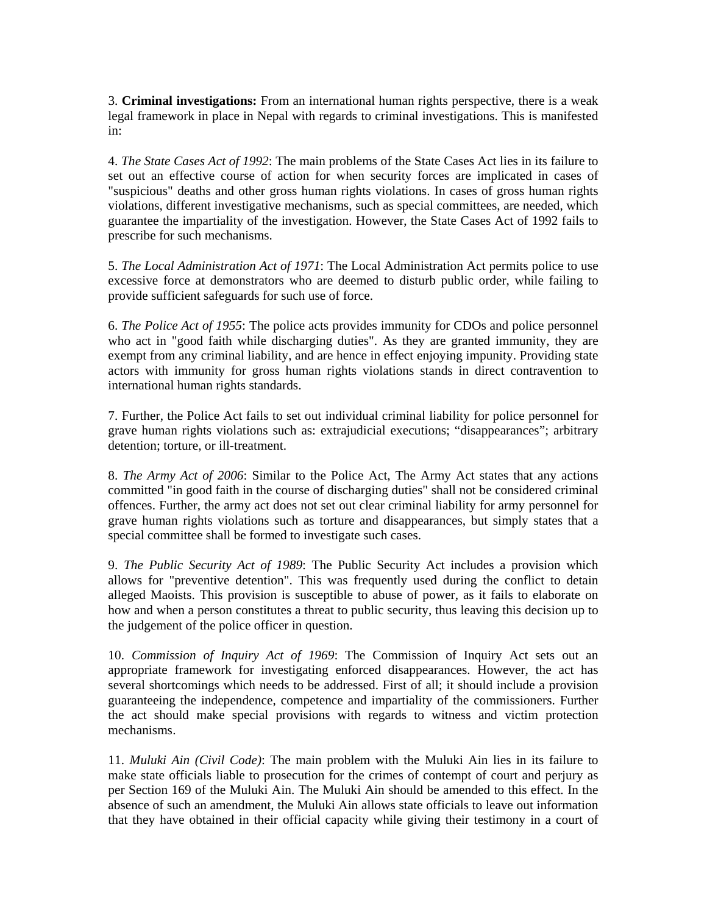3. **Criminal investigations:** From an international human rights perspective, there is a weak legal framework in place in Nepal with regards to criminal investigations. This is manifested in:

4. *The State Cases Act of 1992*: The main problems of the State Cases Act lies in its failure to set out an effective course of action for when security forces are implicated in cases of "suspicious" deaths and other gross human rights violations. In cases of gross human rights violations, different investigative mechanisms, such as special committees, are needed, which guarantee the impartiality of the investigation. However, the State Cases Act of 1992 fails to prescribe for such mechanisms.

5. *The Local Administration Act of 1971*: The Local Administration Act permits police to use excessive force at demonstrators who are deemed to disturb public order, while failing to provide sufficient safeguards for such use of force.

6. *The Police Act of 1955*: The police acts provides immunity for CDOs and police personnel who act in "good faith while discharging duties". As they are granted immunity, they are exempt from any criminal liability, and are hence in effect enjoying impunity. Providing state actors with immunity for gross human rights violations stands in direct contravention to international human rights standards.

7. Further, the Police Act fails to set out individual criminal liability for police personnel for grave human rights violations such as: extrajudicial executions; "disappearances"; arbitrary detention; torture, or ill-treatment.

8. *The Army Act of 2006*: Similar to the Police Act, The Army Act states that any actions committed "in good faith in the course of discharging duties" shall not be considered criminal offences. Further, the army act does not set out clear criminal liability for army personnel for grave human rights violations such as torture and disappearances, but simply states that a special committee shall be formed to investigate such cases.

9. *The Public Security Act of 1989*: The Public Security Act includes a provision which allows for "preventive detention". This was frequently used during the conflict to detain alleged Maoists. This provision is susceptible to abuse of power, as it fails to elaborate on how and when a person constitutes a threat to public security, thus leaving this decision up to the judgement of the police officer in question.

10. *Commission of Inquiry Act of 1969*: The Commission of Inquiry Act sets out an appropriate framework for investigating enforced disappearances. However, the act has several shortcomings which needs to be addressed. First of all; it should include a provision guaranteeing the independence, competence and impartiality of the commissioners. Further the act should make special provisions with regards to witness and victim protection mechanisms.

11. *Muluki Ain (Civil Code)*: The main problem with the Muluki Ain lies in its failure to make state officials liable to prosecution for the crimes of contempt of court and perjury as per Section 169 of the Muluki Ain. The Muluki Ain should be amended to this effect. In the absence of such an amendment, the Muluki Ain allows state officials to leave out information that they have obtained in their official capacity while giving their testimony in a court of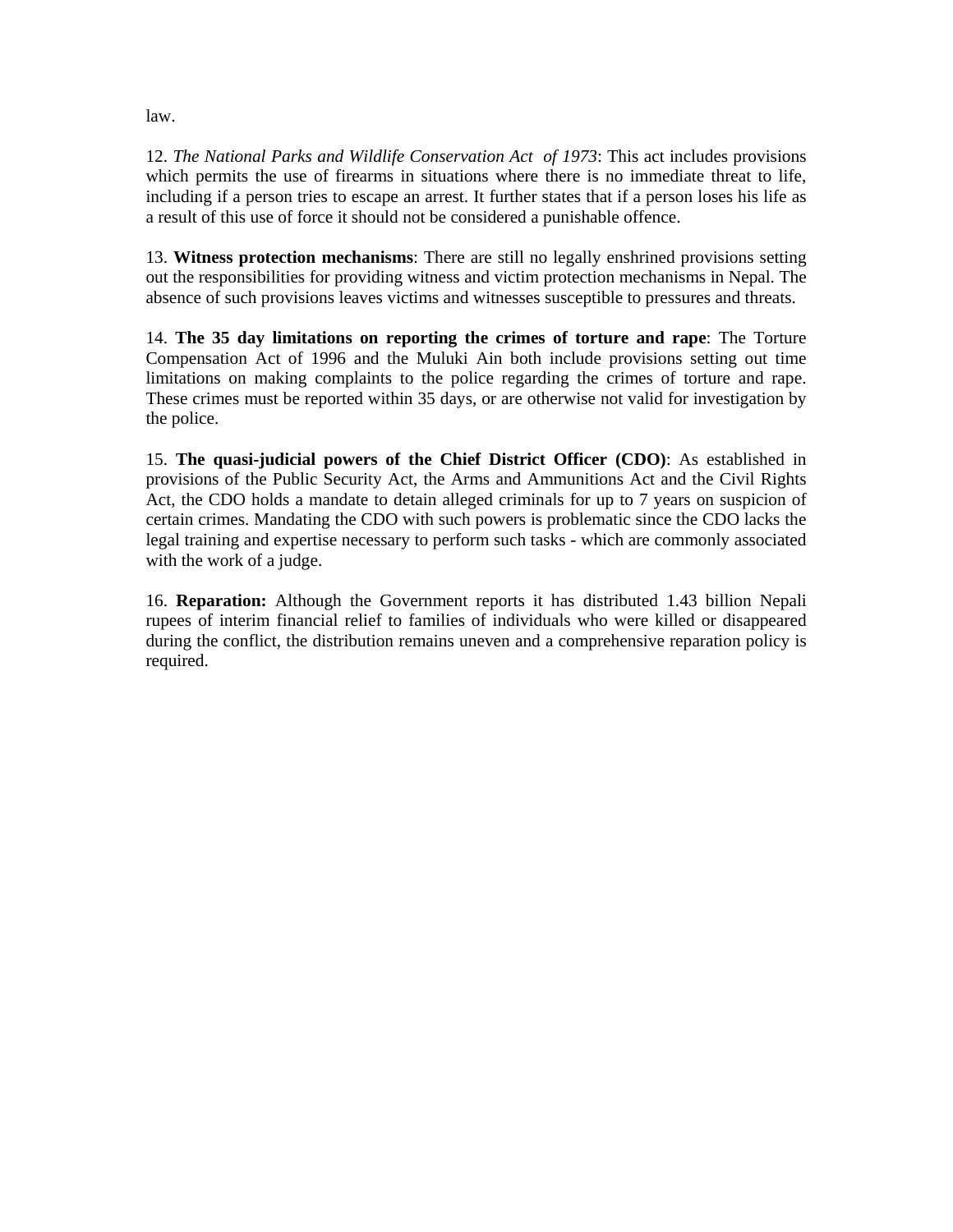law.

12. *The National Parks and Wildlife Conservation Act of 1973*: This act includes provisions which permits the use of firearms in situations where there is no immediate threat to life, including if a person tries to escape an arrest. It further states that if a person loses his life as a result of this use of force it should not be considered a punishable offence.

13. **Witness protection mechanisms**: There are still no legally enshrined provisions setting out the responsibilities for providing witness and victim protection mechanisms in Nepal. The absence of such provisions leaves victims and witnesses susceptible to pressures and threats.

14. **The 35 day limitations on reporting the crimes of torture and rape**: The Torture Compensation Act of 1996 and the Muluki Ain both include provisions setting out time limitations on making complaints to the police regarding the crimes of torture and rape. These crimes must be reported within 35 days, or are otherwise not valid for investigation by the police.

15. **The quasi-judicial powers of the Chief District Officer (CDO)**: As established in provisions of the Public Security Act, the Arms and Ammunitions Act and the Civil Rights Act, the CDO holds a mandate to detain alleged criminals for up to 7 years on suspicion of certain crimes. Mandating the CDO with such powers is problematic since the CDO lacks the legal training and expertise necessary to perform such tasks - which are commonly associated with the work of a judge.

16. **Reparation:** Although the Government reports it has distributed 1.43 billion Nepali rupees of interim financial relief to families of individuals who were killed or disappeared during the conflict, the distribution remains uneven and a comprehensive reparation policy is required.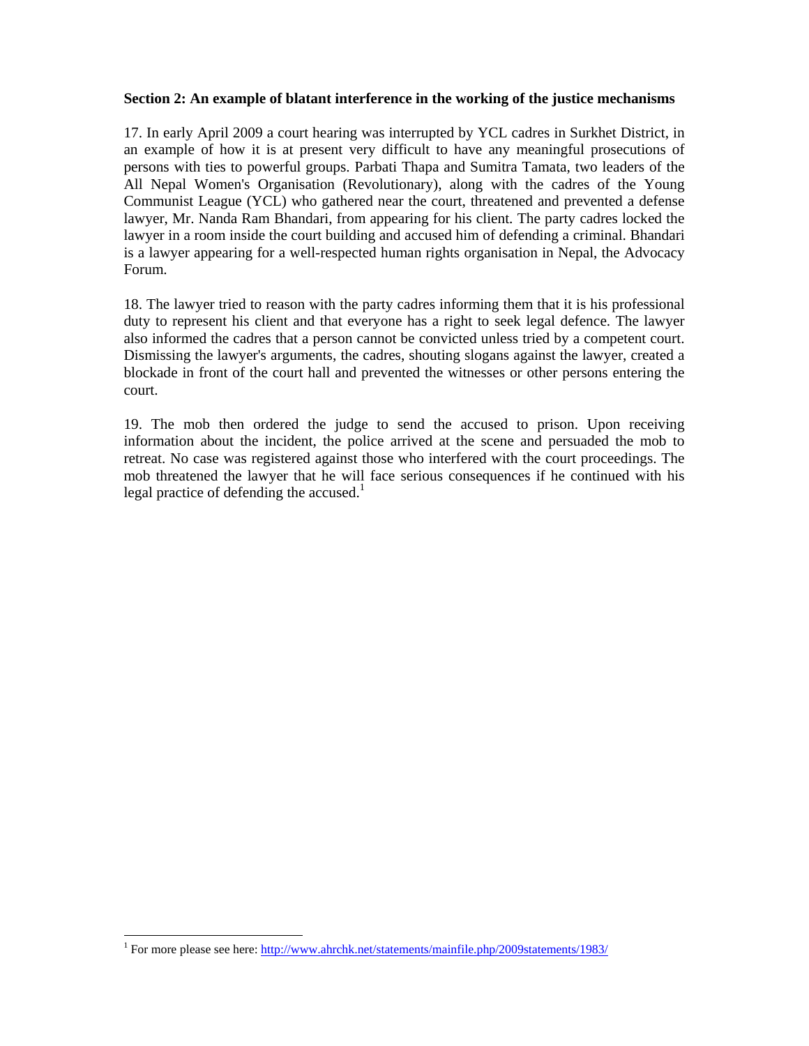**Section 2: An example of blatant interference in the working of the justice mechanisms**

17. In early April 2009 a court hearing was interrupted by YCL cadres in Surkhet District, in an example of how it is at present very difficult to have any meaningful prosecutions of persons with ties to powerful groups. Parbati Thapa and Sumitra Tamata, two leaders of the All Nepal Women's Organisation (Revolutionary), along with the cadres of the Young Communist League (YCL) who gathered near the court, threatened and prevented a defense lawyer, Mr. Nanda Ram Bhandari, from appearing for his client. The party cadres locked the lawyer in a room inside the court building and accused him of defending a criminal. Bhandari is a lawyer appearing for a well-respected human rights organisation in Nepal, the Advocacy Forum.

18. The lawyer tried to reason with the party cadres informing them that it is his professional duty to represent his client and that everyone has a right to seek legal defence. The lawyer also informed the cadres that a person cannot be convicted unless tried by a competent court. Dismissing the lawyer's arguments, the cadres, shouting slogans against the lawyer, created a blockade in front of the court hall and prevented the witnesses or other persons entering the court.

19. The mob then ordered the judge to send the accused to prison. Upon receiving information about the incident, the police arrived at the scene and persuaded the mob to retreat. No case was registered against those who interfered with the court proceedings. The mob threatened the lawyer that he will face serious consequences if he continued with his legal practice of defending the accused.[1]

---

[1] For more please see here: http://www.ahrchk.net/statements/mainfile.php/2009statements/1983/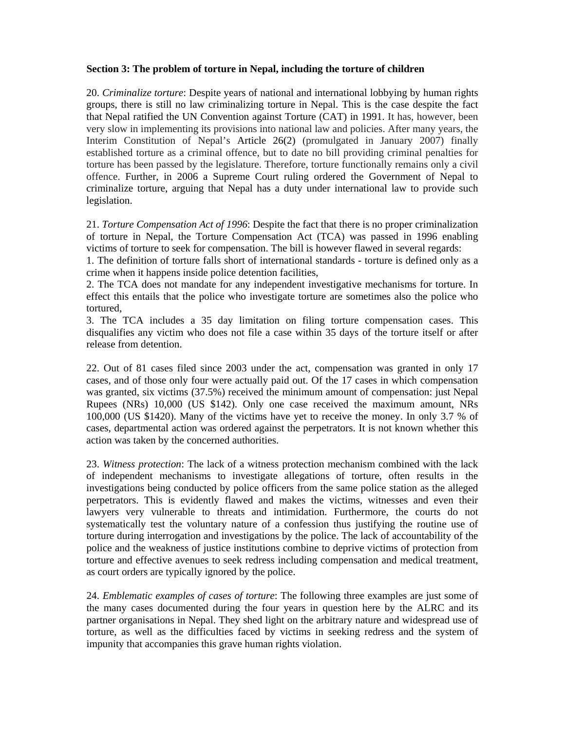**Section 3: The problem of torture in Nepal, including the torture of children**

20. *Criminalize torture*: Despite years of national and international lobbying by human rights groups, there is still no law criminalizing torture in Nepal. This is the case despite the fact that Nepal ratified the UN Convention against Torture (CAT) in 1991. It has, however, been very slow in implementing its provisions into national law and policies. After many years, the Interim Constitution of Nepal's Article 26(2) (promulgated in January 2007) finally established torture as a criminal offence, but to date no bill providing criminal penalties for torture has been passed by the legislature. Therefore, torture functionally remains only a civil offence. Further, in 2006 a Supreme Court ruling ordered the Government of Nepal to criminalize torture, arguing that Nepal has a duty under international law to provide such legislation.

21. *Torture Compensation Act of 1996*: Despite the fact that there is no proper criminalization of torture in Nepal, the Torture Compensation Act (TCA) was passed in 1996 enabling victims of torture to seek for compensation. The bill is however flawed in several regards:
1. The definition of torture falls short of international standards - torture is defined only as a crime when it happens inside police detention facilities,
2. The TCA does not mandate for any independent investigative mechanisms for torture. In effect this entails that the police who investigate torture are sometimes also the police who tortured,
3. The TCA includes a 35 day limitation on filing torture compensation cases. This disqualifies any victim who does not file a case within 35 days of the torture itself or after release from detention.

22. Out of 81 cases filed since 2003 under the act, compensation was granted in only 17 cases, and of those only four were actually paid out. Of the 17 cases in which compensation was granted, six victims (37.5%) received the minimum amount of compensation: just Nepal Rupees (NRs) 10,000 (US $142). Only one case received the maximum amount, NRs 100,000 (US $1420). Many of the victims have yet to receive the money. In only 3.7 % of cases, departmental action was ordered against the perpetrators. It is not known whether this action was taken by the concerned authorities.

23. *Witness protection*: The lack of a witness protection mechanism combined with the lack of independent mechanisms to investigate allegations of torture, often results in the investigations being conducted by police officers from the same police station as the alleged perpetrators. This is evidently flawed and makes the victims, witnesses and even their lawyers very vulnerable to threats and intimidation. Furthermore, the courts do not systematically test the voluntary nature of a confession thus justifying the routine use of torture during interrogation and investigations by the police. The lack of accountability of the police and the weakness of justice institutions combine to deprive victims of protection from torture and effective avenues to seek redress including compensation and medical treatment, as court orders are typically ignored by the police.

24. *Emblematic examples of cases of torture*: The following three examples are just some of the many cases documented during the four years in question here by the ALRC and its partner organisations in Nepal. They shed light on the arbitrary nature and widespread use of torture, as well as the difficulties faced by victims in seeking redress and the system of impunity that accompanies this grave human rights violation.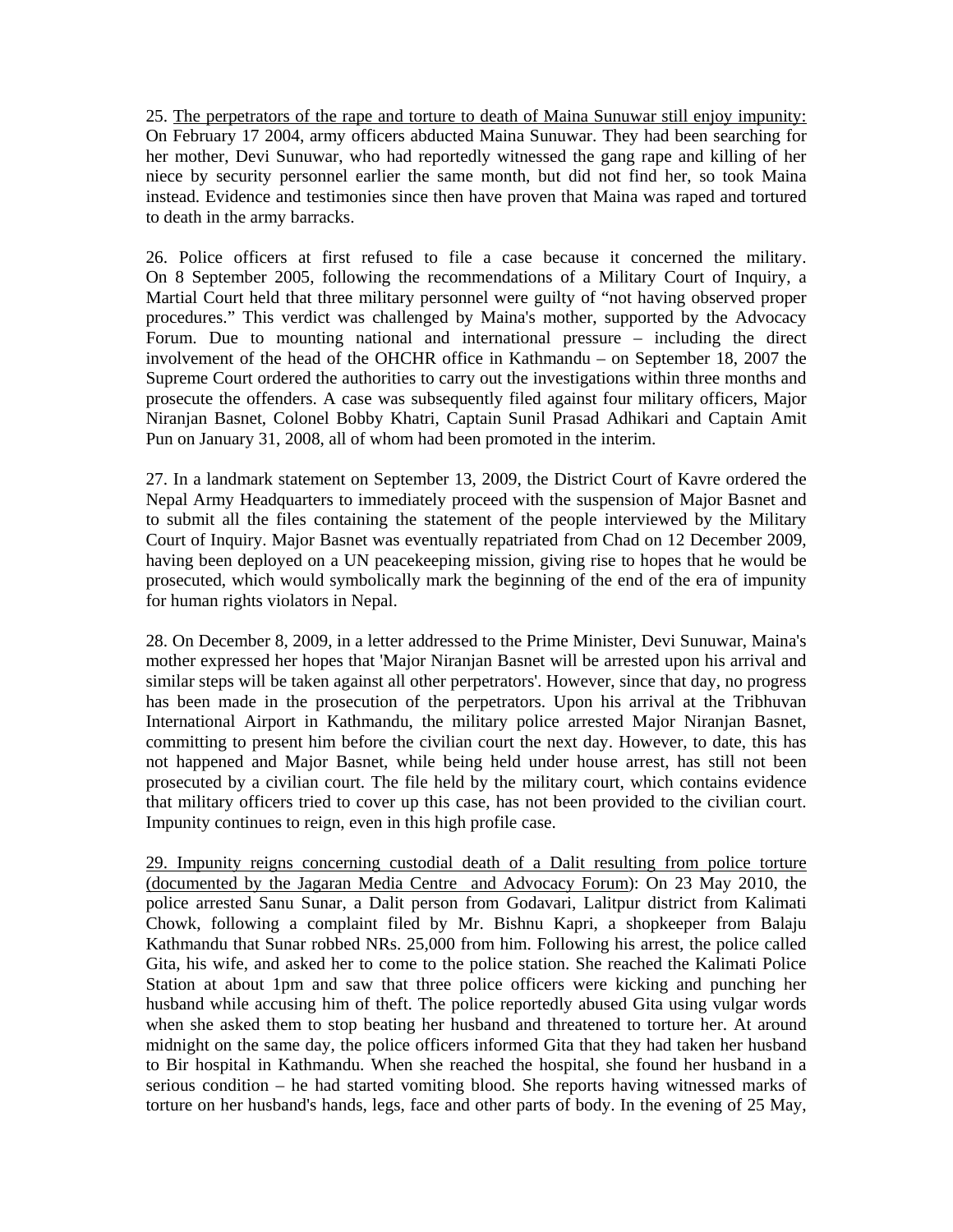25. <u>The perpetrators of the rape and torture to death of Maina Sunuwar still enjoy impunity:</u> On February 17 2004, army officers abducted Maina Sunuwar. They had been searching for her mother, Devi Sunuwar, who had reportedly witnessed the gang rape and killing of her niece by security personnel earlier the same month, but did not find her, so took Maina instead. Evidence and testimonies since then have proven that Maina was raped and tortured to death in the army barracks.

26. Police officers at first refused to file a case because it concerned the military. On 8 September 2005, following the recommendations of a Military Court of Inquiry, a Martial Court held that three military personnel were guilty of "not having observed proper procedures." This verdict was challenged by Maina's mother, supported by the Advocacy Forum. Due to mounting national and international pressure – including the direct involvement of the head of the OHCHR office in Kathmandu – on September 18, 2007 the Supreme Court ordered the authorities to carry out the investigations within three months and prosecute the offenders. A case was subsequently filed against four military officers, Major Niranjan Basnet, Colonel Bobby Khatri, Captain Sunil Prasad Adhikari and Captain Amit Pun on January 31, 2008, all of whom had been promoted in the interim.

27. In a landmark statement on September 13, 2009, the District Court of Kavre ordered the Nepal Army Headquarters to immediately proceed with the suspension of Major Basnet and to submit all the files containing the statement of the people interviewed by the Military Court of Inquiry. Major Basnet was eventually repatriated from Chad on 12 December 2009, having been deployed on a UN peacekeeping mission, giving rise to hopes that he would be prosecuted, which would symbolically mark the beginning of the end of the era of impunity for human rights violators in Nepal.

28. On December 8, 2009, in a letter addressed to the Prime Minister, Devi Sunuwar, Maina's mother expressed her hopes that 'Major Niranjan Basnet will be arrested upon his arrival and similar steps will be taken against all other perpetrators'. However, since that day, no progress has been made in the prosecution of the perpetrators. Upon his arrival at the Tribhuvan International Airport in Kathmandu, the military police arrested Major Niranjan Basnet, committing to present him before the civilian court the next day. However, to date, this has not happened and Major Basnet, while being held under house arrest, has still not been prosecuted by a civilian court. The file held by the military court, which contains evidence that military officers tried to cover up this case, has not been provided to the civilian court. Impunity continues to reign, even in this high profile case.

<u>29. Impunity reigns concerning custodial death of a Dalit resulting from police torture (documented by the Jagaran Media Centre and Advocacy Forum)</u>: On 23 May 2010, the police arrested Sanu Sunar, a Dalit person from Godavari, Lalitpur district from Kalimati Chowk, following a complaint filed by Mr. Bishnu Kapri, a shopkeeper from Balaju Kathmandu that Sunar robbed NRs. 25,000 from him. Following his arrest, the police called Gita, his wife, and asked her to come to the police station. She reached the Kalimati Police Station at about 1pm and saw that three police officers were kicking and punching her husband while accusing him of theft. The police reportedly abused Gita using vulgar words when she asked them to stop beating her husband and threatened to torture her. At around midnight on the same day, the police officers informed Gita that they had taken her husband to Bir hospital in Kathmandu. When she reached the hospital, she found her husband in a serious condition – he had started vomiting blood. She reports having witnessed marks of torture on her husband's hands, legs, face and other parts of body. In the evening of 25 May,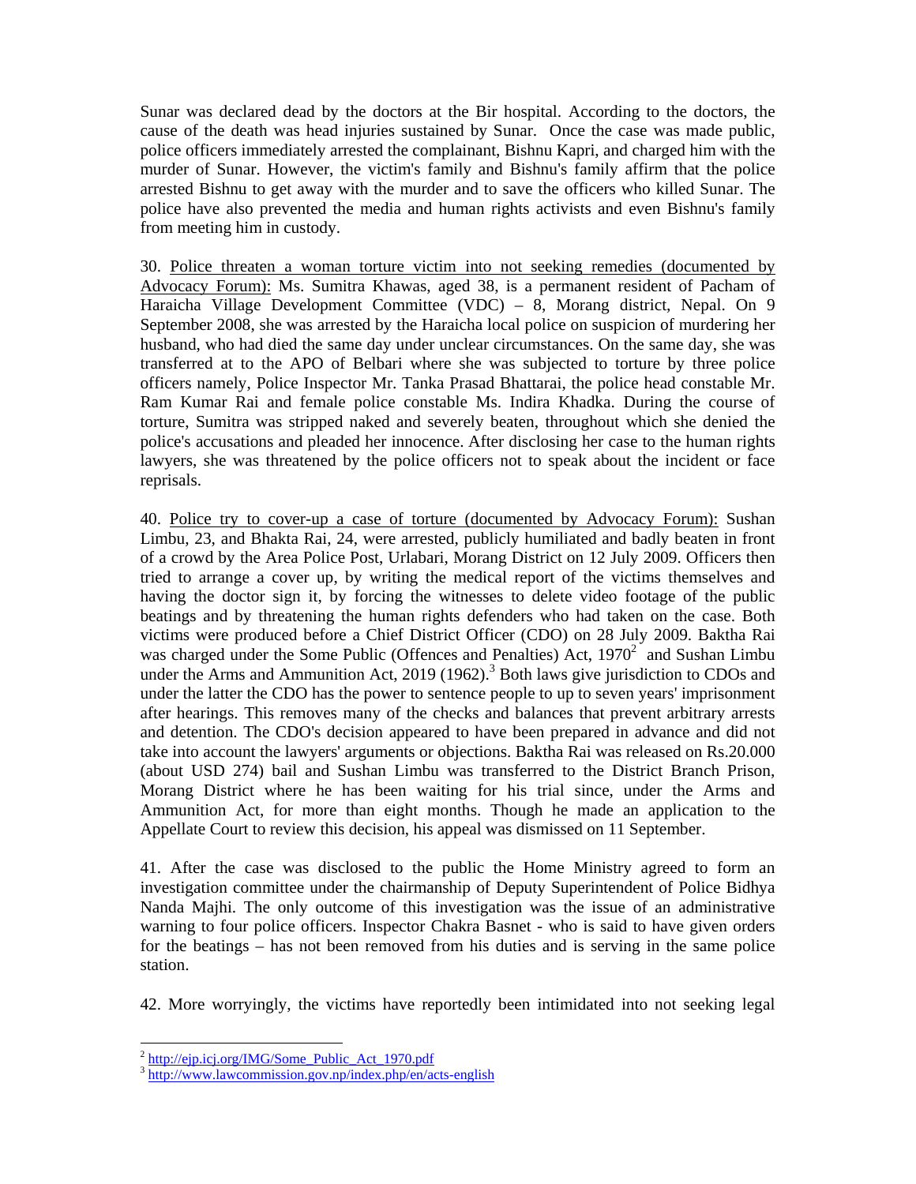Sunar was declared dead by the doctors at the Bir hospital. According to the doctors, the cause of the death was head injuries sustained by Sunar. Once the case was made public, police officers immediately arrested the complainant, Bishnu Kapri, and charged him with the murder of Sunar. However, the victim's family and Bishnu's family affirm that the police arrested Bishnu to get away with the murder and to save the officers who killed Sunar. The police have also prevented the media and human rights activists and even Bishnu's family from meeting him in custody.

30. <u>Police threaten a woman torture victim into not seeking remedies (documented by Advocacy Forum):</u> Ms. Sumitra Khawas, aged 38, is a permanent resident of Pacham of Haraicha Village Development Committee (VDC) – 8, Morang district, Nepal. On 9 September 2008, she was arrested by the Haraicha local police on suspicion of murdering her husband, who had died the same day under unclear circumstances. On the same day, she was transferred at to the APO of Belbari where she was subjected to torture by three police officers namely, Police Inspector Mr. Tanka Prasad Bhattarai, the police head constable Mr. Ram Kumar Rai and female police constable Ms. Indira Khadka. During the course of torture, Sumitra was stripped naked and severely beaten, throughout which she denied the police's accusations and pleaded her innocence. After disclosing her case to the human rights lawyers, she was threatened by the police officers not to speak about the incident or face reprisals.

40. <u>Police try to cover-up a case of torture (documented by Advocacy Forum):</u> Sushan Limbu, 23, and Bhakta Rai, 24, were arrested, publicly humiliated and badly beaten in front of a crowd by the Area Police Post, Urlabari, Morang District on 12 July 2009. Officers then tried to arrange a cover up, by writing the medical report of the victims themselves and having the doctor sign it, by forcing the witnesses to delete video footage of the public beatings and by threatening the human rights defenders who had taken on the case. Both victims were produced before a Chief District Officer (CDO) on 28 July 2009. Baktha Rai was charged under the Some Public (Offences and Penalties) Act, 1970[2] and Sushan Limbu under the Arms and Ammunition Act, 2019 (1962).[3] Both laws give jurisdiction to CDOs and under the latter the CDO has the power to sentence people to up to seven years' imprisonment after hearings. This removes many of the checks and balances that prevent arbitrary arrests and detention. The CDO's decision appeared to have been prepared in advance and did not take into account the lawyers' arguments or objections. Baktha Rai was released on Rs.20.000 (about USD 274) bail and Sushan Limbu was transferred to the District Branch Prison, Morang District where he has been waiting for his trial since, under the Arms and Ammunition Act, for more than eight months. Though he made an application to the Appellate Court to review this decision, his appeal was dismissed on 11 September.

41. After the case was disclosed to the public the Home Ministry agreed to form an investigation committee under the chairmanship of Deputy Superintendent of Police Bidhya Nanda Majhi. The only outcome of this investigation was the issue of an administrative warning to four police officers. Inspector Chakra Basnet - who is said to have given orders for the beatings – has not been removed from his duties and is serving in the same police station.

42. More worryingly, the victims have reportedly been intimidated into not seeking legal

---

[2] http://ejp.icj.org/IMG/Some_Public_Act_1970.pdf

[3] http://www.lawcommission.gov.np/index.php/en/acts-english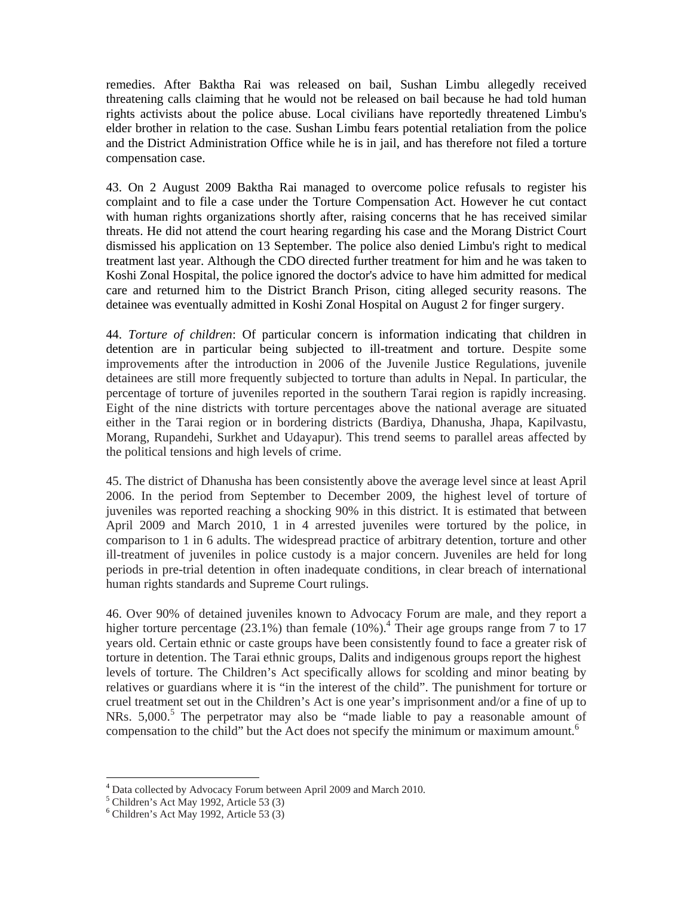remedies. After Baktha Rai was released on bail, Sushan Limbu allegedly received threatening calls claiming that he would not be released on bail because he had told human rights activists about the police abuse. Local civilians have reportedly threatened Limbu's elder brother in relation to the case. Sushan Limbu fears potential retaliation from the police and the District Administration Office while he is in jail, and has therefore not filed a torture compensation case.

43. On 2 August 2009 Baktha Rai managed to overcome police refusals to register his complaint and to file a case under the Torture Compensation Act. However he cut contact with human rights organizations shortly after, raising concerns that he has received similar threats. He did not attend the court hearing regarding his case and the Morang District Court dismissed his application on 13 September. The police also denied Limbu's right to medical treatment last year. Although the CDO directed further treatment for him and he was taken to Koshi Zonal Hospital, the police ignored the doctor's advice to have him admitted for medical care and returned him to the District Branch Prison, citing alleged security reasons. The detainee was eventually admitted in Koshi Zonal Hospital on August 2 for finger surgery.

44. *Torture of children*: Of particular concern is information indicating that children in detention are in particular being subjected to ill-treatment and torture. Despite some improvements after the introduction in 2006 of the Juvenile Justice Regulations, juvenile detainees are still more frequently subjected to torture than adults in Nepal. In particular, the percentage of torture of juveniles reported in the southern Tarai region is rapidly increasing. Eight of the nine districts with torture percentages above the national average are situated either in the Tarai region or in bordering districts (Bardiya, Dhanusha, Jhapa, Kapilvastu, Morang, Rupandehi, Surkhet and Udayapur). This trend seems to parallel areas affected by the political tensions and high levels of crime.

45. The district of Dhanusha has been consistently above the average level since at least April 2006. In the period from September to December 2009, the highest level of torture of juveniles was reported reaching a shocking 90% in this district. It is estimated that between April 2009 and March 2010, 1 in 4 arrested juveniles were tortured by the police, in comparison to 1 in 6 adults. The widespread practice of arbitrary detention, torture and other ill-treatment of juveniles in police custody is a major concern. Juveniles are held for long periods in pre-trial detention in often inadequate conditions, in clear breach of international human rights standards and Supreme Court rulings.

46. Over 90% of detained juveniles known to Advocacy Forum are male, and they report a higher torture percentage (23.1%) than female (10%).[4] Their age groups range from 7 to 17 years old. Certain ethnic or caste groups have been consistently found to face a greater risk of torture in detention. The Tarai ethnic groups, Dalits and indigenous groups report the highest levels of torture. The Children's Act specifically allows for scolding and minor beating by relatives or guardians where it is "in the interest of the child". The punishment for torture or cruel treatment set out in the Children's Act is one year's imprisonment and/or a fine of up to NRs. 5,000.[5] The perpetrator may also be "made liable to pay a reasonable amount of compensation to the child" but the Act does not specify the minimum or maximum amount.[6]

---

[4] Data collected by Advocacy Forum between April 2009 and March 2010.

[5] Children's Act May 1992, Article 53 (3)

[6] Children's Act May 1992, Article 53 (3)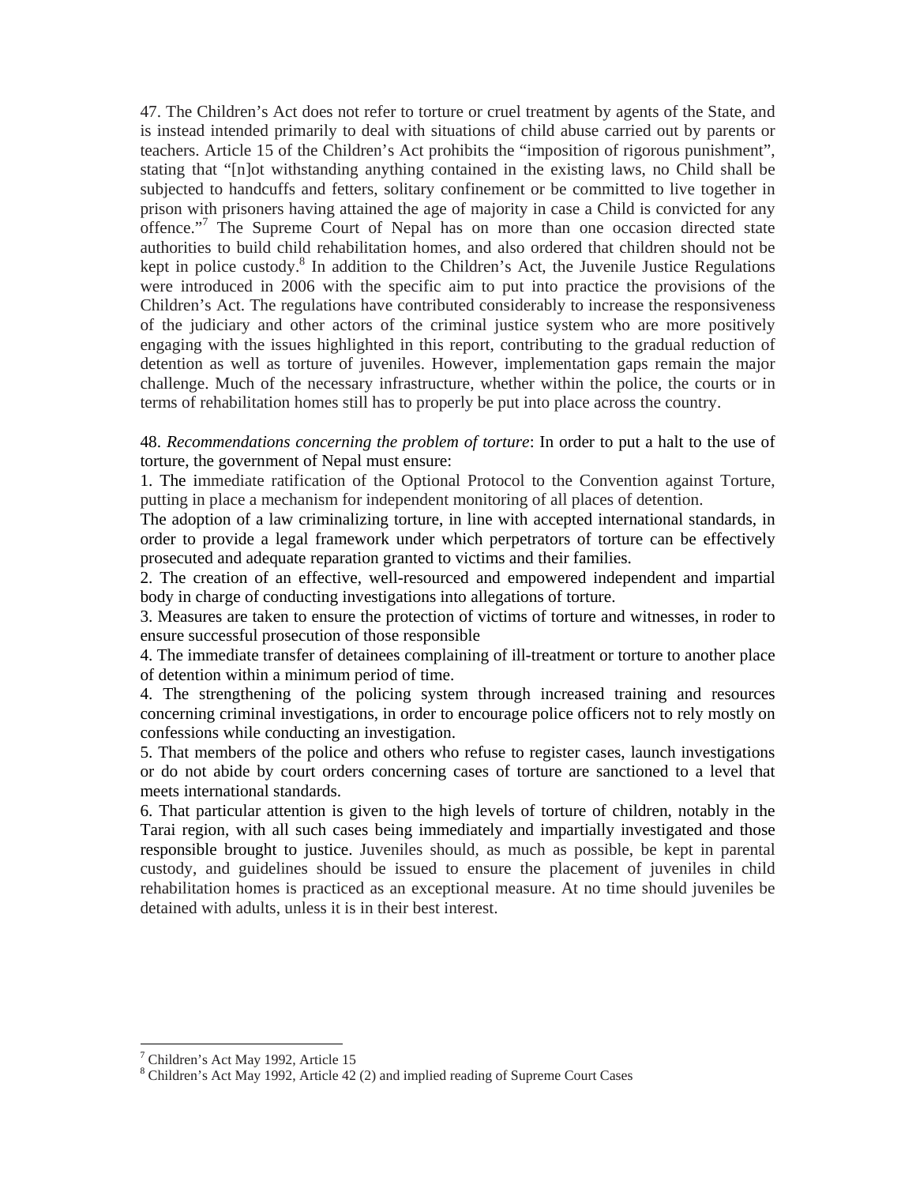47. The Children's Act does not refer to torture or cruel treatment by agents of the State, and is instead intended primarily to deal with situations of child abuse carried out by parents or teachers. Article 15 of the Children's Act prohibits the "imposition of rigorous punishment", stating that "[n]ot withstanding anything contained in the existing laws, no Child shall be subjected to handcuffs and fetters, solitary confinement or be committed to live together in prison with prisoners having attained the age of majority in case a Child is convicted for any offence."[7] The Supreme Court of Nepal has on more than one occasion directed state authorities to build child rehabilitation homes, and also ordered that children should not be kept in police custody.[8] In addition to the Children's Act, the Juvenile Justice Regulations were introduced in 2006 with the specific aim to put into practice the provisions of the Children's Act. The regulations have contributed considerably to increase the responsiveness of the judiciary and other actors of the criminal justice system who are more positively engaging with the issues highlighted in this report, contributing to the gradual reduction of detention as well as torture of juveniles. However, implementation gaps remain the major challenge. Much of the necessary infrastructure, whether within the police, the courts or in terms of rehabilitation homes still has to properly be put into place across the country.

48. *Recommendations concerning the problem of torture*: In order to put a halt to the use of torture, the government of Nepal must ensure:

1. The immediate ratification of the Optional Protocol to the Convention against Torture, putting in place a mechanism for independent monitoring of all places of detention.

The adoption of a law criminalizing torture, in line with accepted international standards, in order to provide a legal framework under which perpetrators of torture can be effectively prosecuted and adequate reparation granted to victims and their families.

2. The creation of an effective, well-resourced and empowered independent and impartial body in charge of conducting investigations into allegations of torture.

3. Measures are taken to ensure the protection of victims of torture and witnesses, in roder to ensure successful prosecution of those responsible

4. The immediate transfer of detainees complaining of ill-treatment or torture to another place of detention within a minimum period of time.

4. The strengthening of the policing system through increased training and resources concerning criminal investigations, in order to encourage police officers not to rely mostly on confessions while conducting an investigation.

5. That members of the police and others who refuse to register cases, launch investigations or do not abide by court orders concerning cases of torture are sanctioned to a level that meets international standards.

6. That particular attention is given to the high levels of torture of children, notably in the Tarai region, with all such cases being immediately and impartially investigated and those responsible brought to justice. Juveniles should, as much as possible, be kept in parental custody, and guidelines should be issued to ensure the placement of juveniles in child rehabilitation homes is practiced as an exceptional measure. At no time should juveniles be detained with adults, unless it is in their best interest.

---

[7] Children's Act May 1992, Article 15

[8] Children's Act May 1992, Article 42 (2) and implied reading of Supreme Court Cases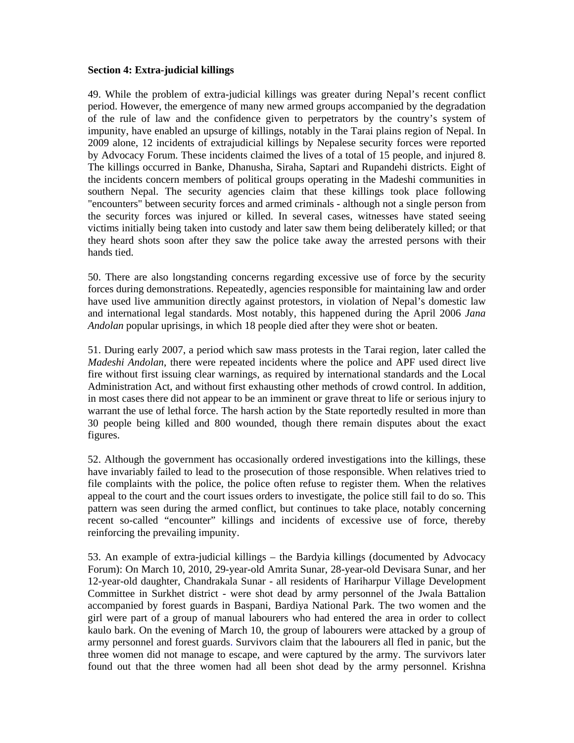**Section 4: Extra-judicial killings**

49. While the problem of extra-judicial killings was greater during Nepal's recent conflict period. However, the emergence of many new armed groups accompanied by the degradation of the rule of law and the confidence given to perpetrators by the country's system of impunity, have enabled an upsurge of killings, notably in the Tarai plains region of Nepal. In 2009 alone, 12 incidents of extrajudicial killings by Nepalese security forces were reported by Advocacy Forum. These incidents claimed the lives of a total of 15 people, and injured 8. The killings occurred in Banke, Dhanusha, Siraha, Saptari and Rupandehi districts. Eight of the incidents concern members of political groups operating in the Madeshi communities in southern Nepal. The security agencies claim that these killings took place following "encounters" between security forces and armed criminals - although not a single person from the security forces was injured or killed. In several cases, witnesses have stated seeing victims initially being taken into custody and later saw them being deliberately killed; or that they heard shots soon after they saw the police take away the arrested persons with their hands tied.

50. There are also longstanding concerns regarding excessive use of force by the security forces during demonstrations. Repeatedly, agencies responsible for maintaining law and order have used live ammunition directly against protestors, in violation of Nepal's domestic law and international legal standards. Most notably, this happened during the April 2006 *Jana Andolan* popular uprisings, in which 18 people died after they were shot or beaten.

51. During early 2007, a period which saw mass protests in the Tarai region, later called the *Madeshi Andolan*, there were repeated incidents where the police and APF used direct live fire without first issuing clear warnings, as required by international standards and the Local Administration Act, and without first exhausting other methods of crowd control. In addition, in most cases there did not appear to be an imminent or grave threat to life or serious injury to warrant the use of lethal force. The harsh action by the State reportedly resulted in more than 30 people being killed and 800 wounded, though there remain disputes about the exact figures.

52. Although the government has occasionally ordered investigations into the killings, these have invariably failed to lead to the prosecution of those responsible. When relatives tried to file complaints with the police, the police often refuse to register them. When the relatives appeal to the court and the court issues orders to investigate, the police still fail to do so. This pattern was seen during the armed conflict, but continues to take place, notably concerning recent so-called "encounter" killings and incidents of excessive use of force, thereby reinforcing the prevailing impunity.

53. An example of extra-judicial killings – the Bardyia killings (documented by Advocacy Forum): On March 10, 2010, 29-year-old Amrita Sunar, 28-year-old Devisara Sunar, and her 12-year-old daughter, Chandrakala Sunar - all residents of Hariharpur Village Development Committee in Surkhet district - were shot dead by army personnel of the Jwala Battalion accompanied by forest guards in Baspani, Bardiya National Park. The two women and the girl were part of a group of manual labourers who had entered the area in order to collect kaulo bark. On the evening of March 10, the group of labourers were attacked by a group of army personnel and forest guards. Survivors claim that the labourers all fled in panic, but the three women did not manage to escape, and were captured by the army. The survivors later found out that the three women had all been shot dead by the army personnel. Krishna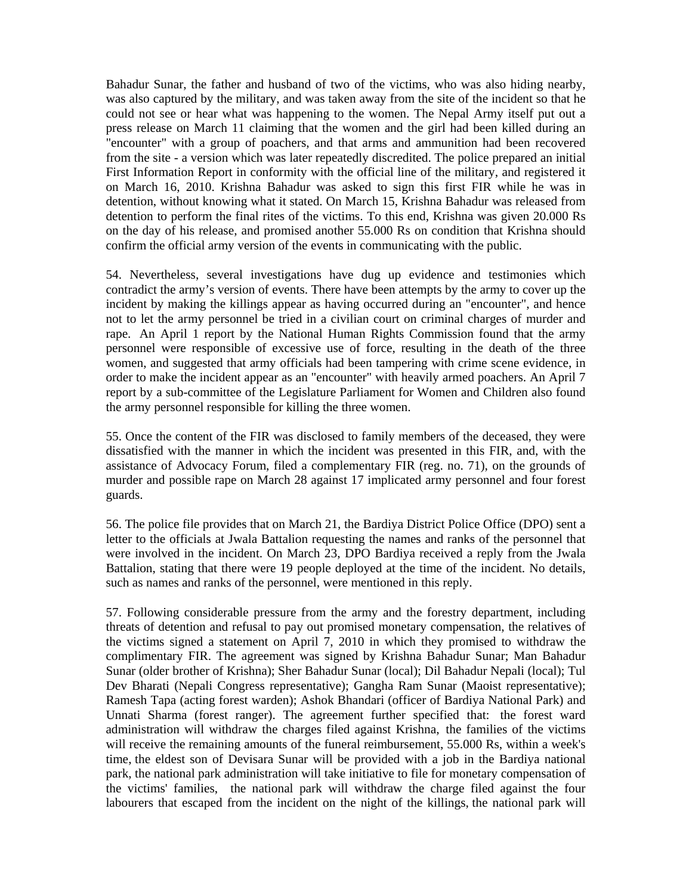Bahadur Sunar, the father and husband of two of the victims, who was also hiding nearby, was also captured by the military, and was taken away from the site of the incident so that he could not see or hear what was happening to the women. The Nepal Army itself put out a press release on March 11 claiming that the women and the girl had been killed during an "encounter" with a group of poachers, and that arms and ammunition had been recovered from the site - a version which was later repeatedly discredited. The police prepared an initial First Information Report in conformity with the official line of the military, and registered it on March 16, 2010. Krishna Bahadur was asked to sign this first FIR while he was in detention, without knowing what it stated. On March 15, Krishna Bahadur was released from detention to perform the final rites of the victims. To this end, Krishna was given 20.000 Rs on the day of his release, and promised another 55.000 Rs on condition that Krishna should confirm the official army version of the events in communicating with the public.

54. Nevertheless, several investigations have dug up evidence and testimonies which contradict the army's version of events. There have been attempts by the army to cover up the incident by making the killings appear as having occurred during an "encounter", and hence not to let the army personnel be tried in a civilian court on criminal charges of murder and rape. An April 1 report by the National Human Rights Commission found that the army personnel were responsible of excessive use of force, resulting in the death of the three women, and suggested that army officials had been tampering with crime scene evidence, in order to make the incident appear as an "encounter" with heavily armed poachers. An April 7 report by a sub-committee of the Legislature Parliament for Women and Children also found the army personnel responsible for killing the three women.

55. Once the content of the FIR was disclosed to family members of the deceased, they were dissatisfied with the manner in which the incident was presented in this FIR, and, with the assistance of Advocacy Forum, filed a complementary FIR (reg. no. 71), on the grounds of murder and possible rape on March 28 against 17 implicated army personnel and four forest guards.

56. The police file provides that on March 21, the Bardiya District Police Office (DPO) sent a letter to the officials at Jwala Battalion requesting the names and ranks of the personnel that were involved in the incident. On March 23, DPO Bardiya received a reply from the Jwala Battalion, stating that there were 19 people deployed at the time of the incident. No details, such as names and ranks of the personnel, were mentioned in this reply.

57. Following considerable pressure from the army and the forestry department, including threats of detention and refusal to pay out promised monetary compensation, the relatives of the victims signed a statement on April 7, 2010 in which they promised to withdraw the complimentary FIR. The agreement was signed by Krishna Bahadur Sunar; Man Bahadur Sunar (older brother of Krishna); Sher Bahadur Sunar (local); Dil Bahadur Nepali (local); Tul Dev Bharati (Nepali Congress representative); Gangha Ram Sunar (Maoist representative); Ramesh Tapa (acting forest warden); Ashok Bhandari (officer of Bardiya National Park) and Unnati Sharma (forest ranger). The agreement further specified that: the forest ward administration will withdraw the charges filed against Krishna, the families of the victims will receive the remaining amounts of the funeral reimbursement, 55.000 Rs, within a week's time, the eldest son of Devisara Sunar will be provided with a job in the Bardiya national park, the national park administration will take initiative to file for monetary compensation of the victims' families, the national park will withdraw the charge filed against the four labourers that escaped from the incident on the night of the killings, the national park will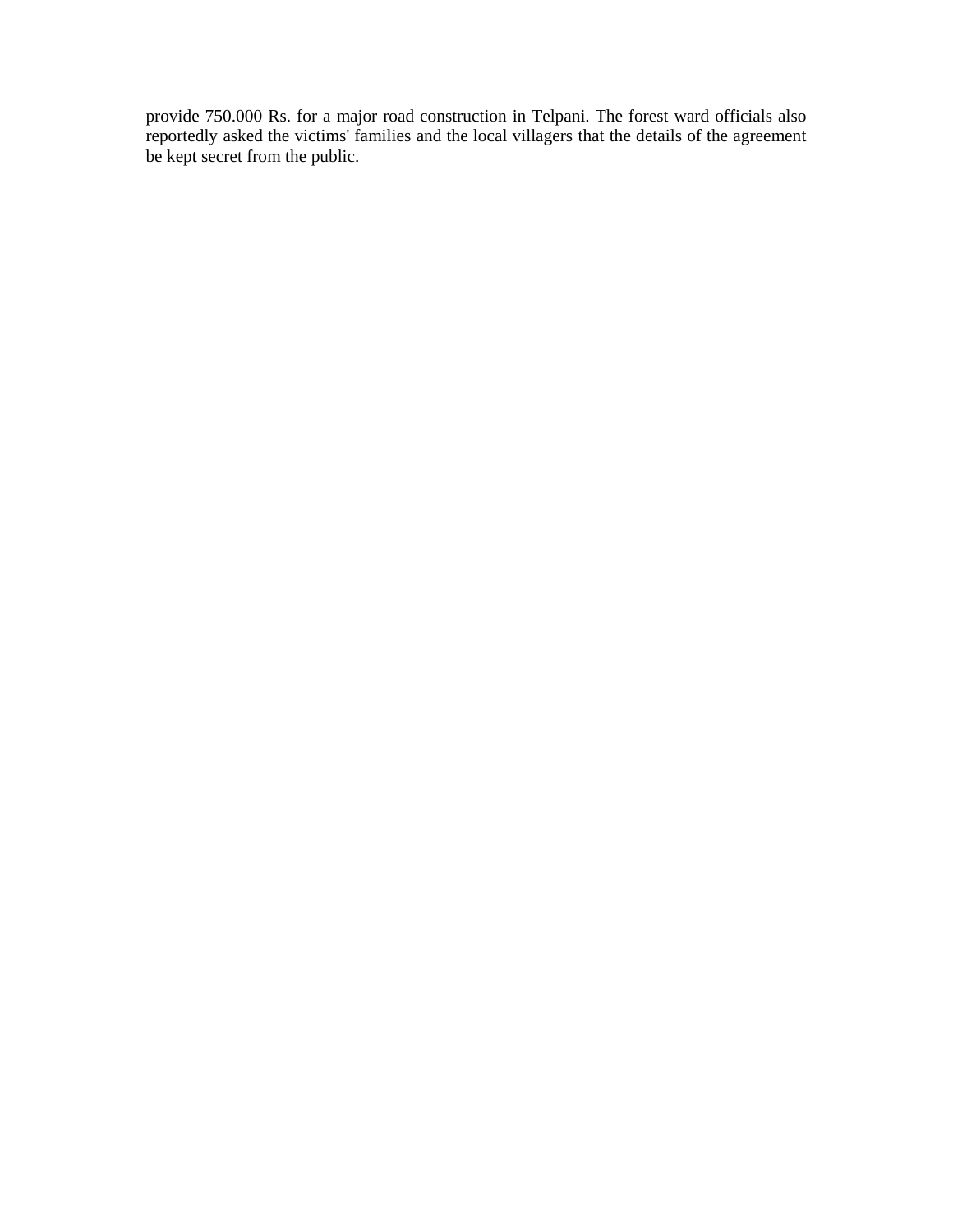provide 750.000 Rs. for a major road construction in Telpani. The forest ward officials also reportedly asked the victims' families and the local villagers that the details of the agreement be kept secret from the public.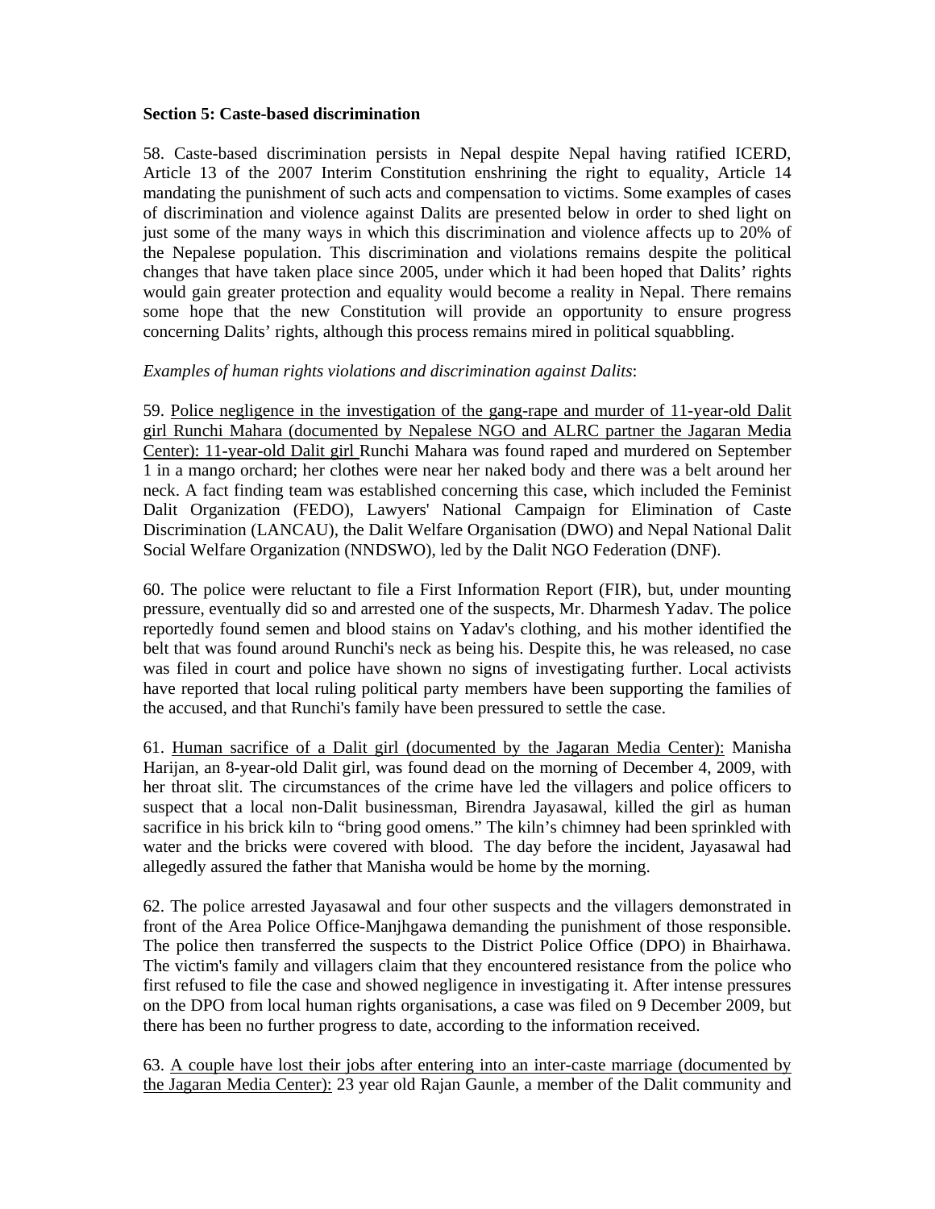**Section 5: Caste-based discrimination**

58. Caste-based discrimination persists in Nepal despite Nepal having ratified ICERD, Article 13 of the 2007 Interim Constitution enshrining the right to equality, Article 14 mandating the punishment of such acts and compensation to victims. Some examples of cases of discrimination and violence against Dalits are presented below in order to shed light on just some of the many ways in which this discrimination and violence affects up to 20% of the Nepalese population. This discrimination and violations remains despite the political changes that have taken place since 2005, under which it had been hoped that Dalits' rights would gain greater protection and equality would become a reality in Nepal. There remains some hope that the new Constitution will provide an opportunity to ensure progress concerning Dalits' rights, although this process remains mired in political squabbling.

*Examples of human rights violations and discrimination against Dalits*:

59. <u>Police negligence in the investigation of the gang-rape and murder of 11-year-old Dalit girl Runchi Mahara (documented by Nepalese NGO and ALRC partner the Jagaran Media Center): 11-year-old Dalit girl</u> Runchi Mahara was found raped and murdered on September 1 in a mango orchard; her clothes were near her naked body and there was a belt around her neck. A fact finding team was established concerning this case, which included the Feminist Dalit Organization (FEDO), Lawyers' National Campaign for Elimination of Caste Discrimination (LANCAU), the Dalit Welfare Organisation (DWO) and Nepal National Dalit Social Welfare Organization (NNDSWO), led by the Dalit NGO Federation (DNF).

60. The police were reluctant to file a First Information Report (FIR), but, under mounting pressure, eventually did so and arrested one of the suspects, Mr. Dharmesh Yadav. The police reportedly found semen and blood stains on Yadav's clothing, and his mother identified the belt that was found around Runchi's neck as being his. Despite this, he was released, no case was filed in court and police have shown no signs of investigating further. Local activists have reported that local ruling political party members have been supporting the families of the accused, and that Runchi's family have been pressured to settle the case.

61. <u>Human sacrifice of a Dalit girl (documented by the Jagaran Media Center):</u> Manisha Harijan, an 8-year-old Dalit girl, was found dead on the morning of December 4, 2009, with her throat slit. The circumstances of the crime have led the villagers and police officers to suspect that a local non-Dalit businessman, Birendra Jayasawal, killed the girl as human sacrifice in his brick kiln to "bring good omens." The kiln's chimney had been sprinkled with water and the bricks were covered with blood. The day before the incident, Jayasawal had allegedly assured the father that Manisha would be home by the morning.

62. The police arrested Jayasawal and four other suspects and the villagers demonstrated in front of the Area Police Office-Manjhgawa demanding the punishment of those responsible. The police then transferred the suspects to the District Police Office (DPO) in Bhairhawa. The victim's family and villagers claim that they encountered resistance from the police who first refused to file the case and showed negligence in investigating it. After intense pressures on the DPO from local human rights organisations, a case was filed on 9 December 2009, but there has been no further progress to date, according to the information received.

63. <u>A couple have lost their jobs after entering into an inter-caste marriage (documented by the Jagaran Media Center):</u> 23 year old Rajan Gaunle, a member of the Dalit community and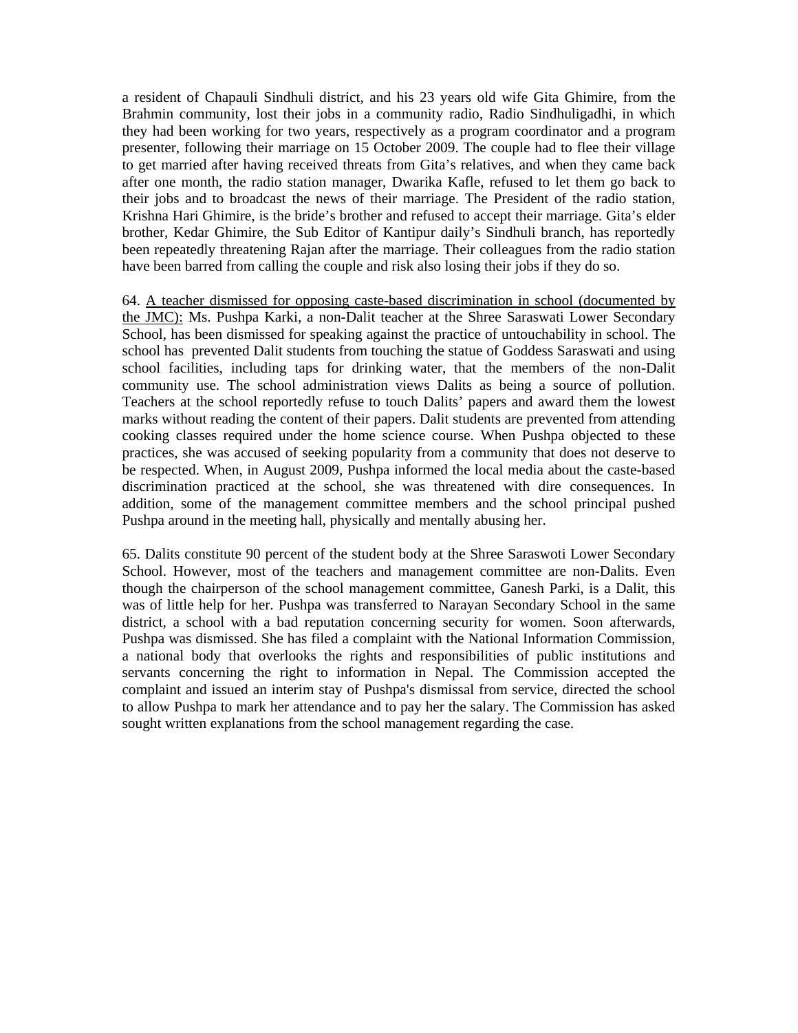a resident of Chapauli Sindhuli district, and his 23 years old wife Gita Ghimire, from the Brahmin community, lost their jobs in a community radio, Radio Sindhuligadhi, in which they had been working for two years, respectively as a program coordinator and a program presenter, following their marriage on 15 October 2009. The couple had to flee their village to get married after having received threats from Gita's relatives, and when they came back after one month, the radio station manager, Dwarika Kafle, refused to let them go back to their jobs and to broadcast the news of their marriage. The President of the radio station, Krishna Hari Ghimire, is the bride's brother and refused to accept their marriage. Gita's elder brother, Kedar Ghimire, the Sub Editor of Kantipur daily's Sindhuli branch, has reportedly been repeatedly threatening Rajan after the marriage. Their colleagues from the radio station have been barred from calling the couple and risk also losing their jobs if they do so.

64. A teacher dismissed for opposing caste-based discrimination in school (documented by the JMC): Ms. Pushpa Karki, a non-Dalit teacher at the Shree Saraswati Lower Secondary School, has been dismissed for speaking against the practice of untouchability in school. The school has prevented Dalit students from touching the statue of Goddess Saraswati and using school facilities, including taps for drinking water, that the members of the non-Dalit community use. The school administration views Dalits as being a source of pollution. Teachers at the school reportedly refuse to touch Dalits' papers and award them the lowest marks without reading the content of their papers. Dalit students are prevented from attending cooking classes required under the home science course. When Pushpa objected to these practices, she was accused of seeking popularity from a community that does not deserve to be respected. When, in August 2009, Pushpa informed the local media about the caste-based discrimination practiced at the school, she was threatened with dire consequences. In addition, some of the management committee members and the school principal pushed Pushpa around in the meeting hall, physically and mentally abusing her.

65. Dalits constitute 90 percent of the student body at the Shree Saraswoti Lower Secondary School. However, most of the teachers and management committee are non-Dalits. Even though the chairperson of the school management committee, Ganesh Parki, is a Dalit, this was of little help for her. Pushpa was transferred to Narayan Secondary School in the same district, a school with a bad reputation concerning security for women. Soon afterwards, Pushpa was dismissed. She has filed a complaint with the National Information Commission, a national body that overlooks the rights and responsibilities of public institutions and servants concerning the right to information in Nepal. The Commission accepted the complaint and issued an interim stay of Pushpa's dismissal from service, directed the school to allow Pushpa to mark her attendance and to pay her the salary. The Commission has asked sought written explanations from the school management regarding the case.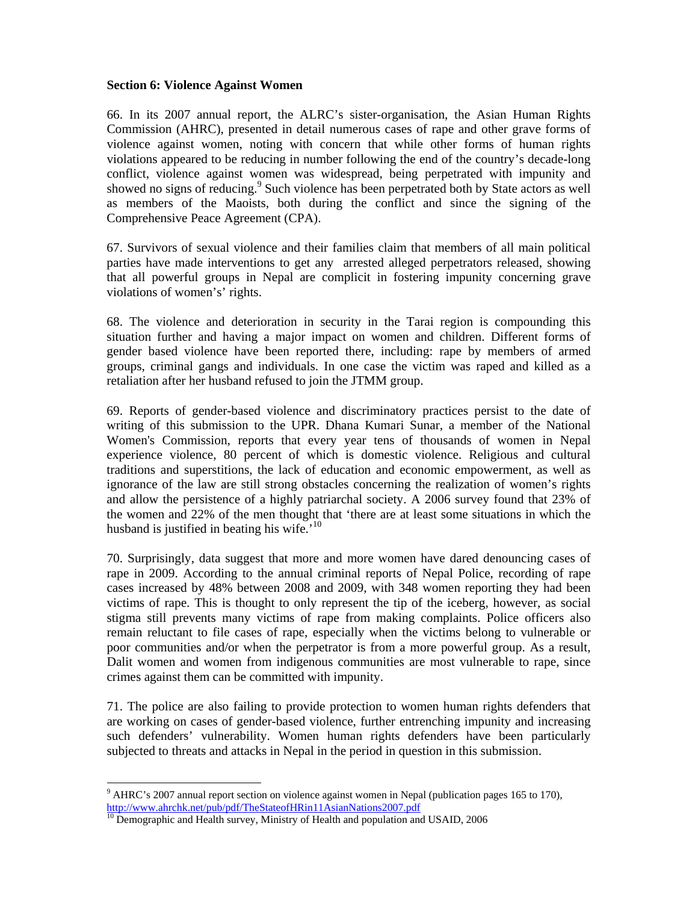**Section 6: Violence Against Women**

66. In its 2007 annual report, the ALRC's sister-organisation, the Asian Human Rights Commission (AHRC), presented in detail numerous cases of rape and other grave forms of violence against women, noting with concern that while other forms of human rights violations appeared to be reducing in number following the end of the country's decade-long conflict, violence against women was widespread, being perpetrated with impunity and showed no signs of reducing.[9] Such violence has been perpetrated both by State actors as well as members of the Maoists, both during the conflict and since the signing of the Comprehensive Peace Agreement (CPA).

67. Survivors of sexual violence and their families claim that members of all main political parties have made interventions to get any arrested alleged perpetrators released, showing that all powerful groups in Nepal are complicit in fostering impunity concerning grave violations of women's' rights.

68. The violence and deterioration in security in the Tarai region is compounding this situation further and having a major impact on women and children. Different forms of gender based violence have been reported there, including: rape by members of armed groups, criminal gangs and individuals. In one case the victim was raped and killed as a retaliation after her husband refused to join the JTMM group.

69. Reports of gender-based violence and discriminatory practices persist to the date of writing of this submission to the UPR. Dhana Kumari Sunar, a member of the National Women's Commission, reports that every year tens of thousands of women in Nepal experience violence, 80 percent of which is domestic violence. Religious and cultural traditions and superstitions, the lack of education and economic empowerment, as well as ignorance of the law are still strong obstacles concerning the realization of women's rights and allow the persistence of a highly patriarchal society. A 2006 survey found that 23% of the women and 22% of the men thought that 'there are at least some situations in which the husband is justified in beating his wife.'[10]

70. Surprisingly, data suggest that more and more women have dared denouncing cases of rape in 2009. According to the annual criminal reports of Nepal Police, recording of rape cases increased by 48% between 2008 and 2009, with 348 women reporting they had been victims of rape. This is thought to only represent the tip of the iceberg, however, as social stigma still prevents many victims of rape from making complaints. Police officers also remain reluctant to file cases of rape, especially when the victims belong to vulnerable or poor communities and/or when the perpetrator is from a more powerful group. As a result, Dalit women and women from indigenous communities are most vulnerable to rape, since crimes against them can be committed with impunity.

71. The police are also failing to provide protection to women human rights defenders that are working on cases of gender-based violence, further entrenching impunity and increasing such defenders' vulnerability. Women human rights defenders have been particularly subjected to threats and attacks in Nepal in the period in question in this submission.

---

[9] AHRC's 2007 annual report section on violence against women in Nepal (publication pages 165 to 170), http://www.ahrchk.net/pub/pdf/TheStateofHRin11AsianNations2007.pdf

[10] Demographic and Health survey, Ministry of Health and population and USAID, 2006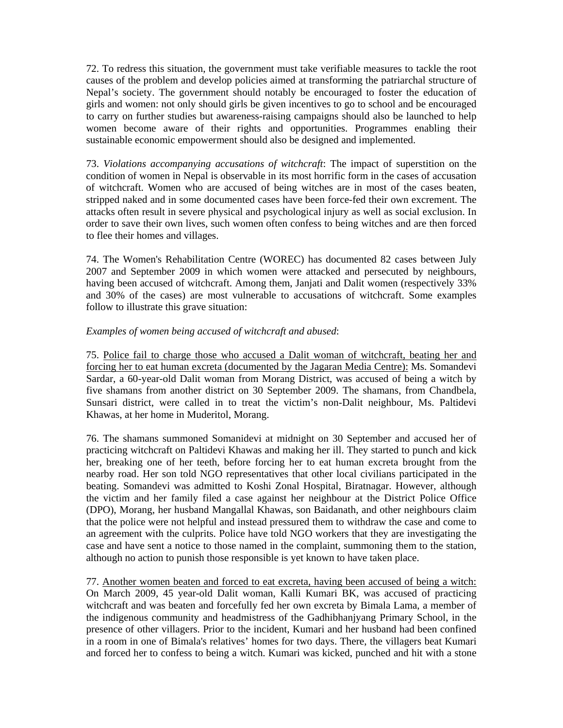72. To redress this situation, the government must take verifiable measures to tackle the root causes of the problem and develop policies aimed at transforming the patriarchal structure of Nepal's society. The government should notably be encouraged to foster the education of girls and women: not only should girls be given incentives to go to school and be encouraged to carry on further studies but awareness-raising campaigns should also be launched to help women become aware of their rights and opportunities. Programmes enabling their sustainable economic empowerment should also be designed and implemented.

73. *Violations accompanying accusations of witchcraft*: The impact of superstition on the condition of women in Nepal is observable in its most horrific form in the cases of accusation of witchcraft. Women who are accused of being witches are in most of the cases beaten, stripped naked and in some documented cases have been force-fed their own excrement. The attacks often result in severe physical and psychological injury as well as social exclusion. In order to save their own lives, such women often confess to being witches and are then forced to flee their homes and villages.

74. The Women's Rehabilitation Centre (WOREC) has documented 82 cases between July 2007 and September 2009 in which women were attacked and persecuted by neighbours, having been accused of witchcraft. Among them, Janjati and Dalit women (respectively 33% and 30% of the cases) are most vulnerable to accusations of witchcraft. Some examples follow to illustrate this grave situation:

*Examples of women being accused of witchcraft and abused*:

75. <u>Police fail to charge those who accused a Dalit woman of witchcraft, beating her and forcing her to eat human excreta (documented by the Jagaran Media Centre):</u> Ms. Somandevi Sardar, a 60-year-old Dalit woman from Morang District, was accused of being a witch by five shamans from another district on 30 September 2009. The shamans, from Chandbela, Sunsari district, were called in to treat the victim's non-Dalit neighbour, Ms. Paltidevi Khawas, at her home in Muderitol, Morang.

76. The shamans summoned Somanidevi at midnight on 30 September and accused her of practicing witchcraft on Paltidevi Khawas and making her ill. They started to punch and kick her, breaking one of her teeth, before forcing her to eat human excreta brought from the nearby road. Her son told NGO representatives that other local civilians participated in the beating. Somandevi was admitted to Koshi Zonal Hospital, Biratnagar. However, although the victim and her family filed a case against her neighbour at the District Police Office (DPO), Morang, her husband Mangallal Khawas, son Baidanath, and other neighbours claim that the police were not helpful and instead pressured them to withdraw the case and come to an agreement with the culprits. Police have told NGO workers that they are investigating the case and have sent a notice to those named in the complaint, summoning them to the station, although no action to punish those responsible is yet known to have taken place.

77. <u>Another women beaten and forced to eat excreta, having been accused of being a witch:</u> On March 2009, 45 year-old Dalit woman, Kalli Kumari BK, was accused of practicing witchcraft and was beaten and forcefully fed her own excreta by Bimala Lama, a member of the indigenous community and headmistress of the Gadhibhanjyang Primary School, in the presence of other villagers. Prior to the incident, Kumari and her husband had been confined in a room in one of Bimala's relatives' homes for two days. There, the villagers beat Kumari and forced her to confess to being a witch. Kumari was kicked, punched and hit with a stone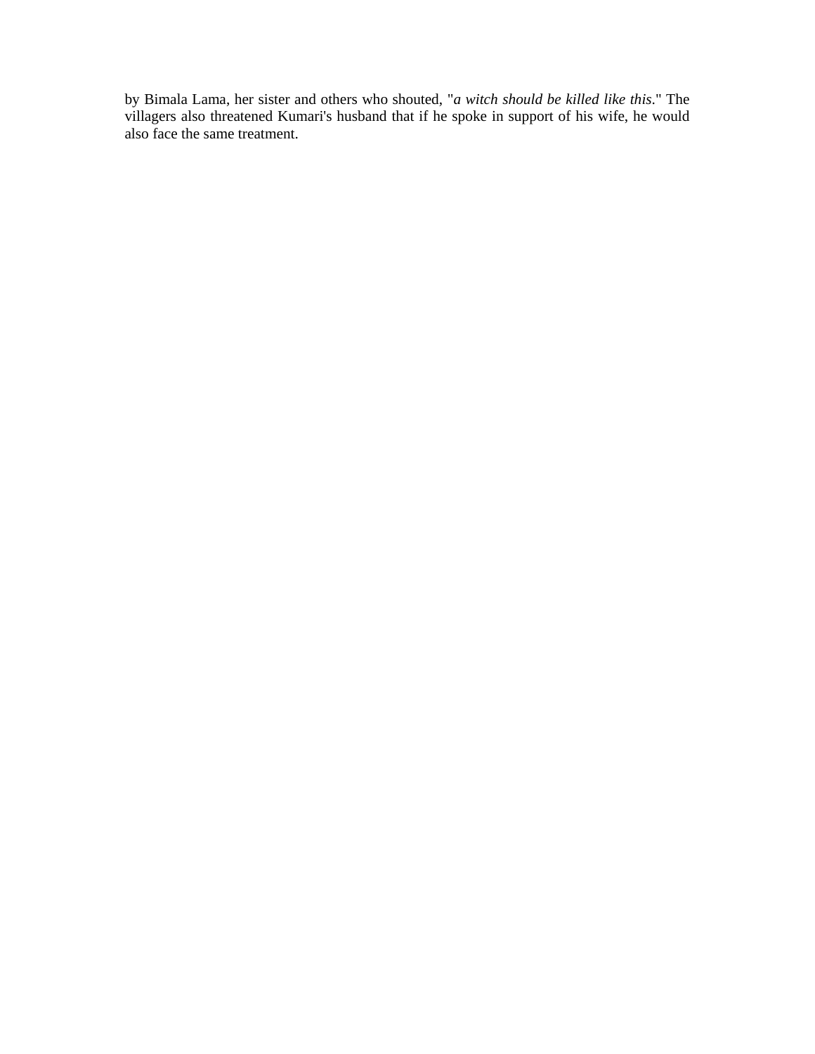by Bimala Lama, her sister and others who shouted, "*a witch should be killed like this*." The villagers also threatened Kumari's husband that if he spoke in support of his wife, he would also face the same treatment.